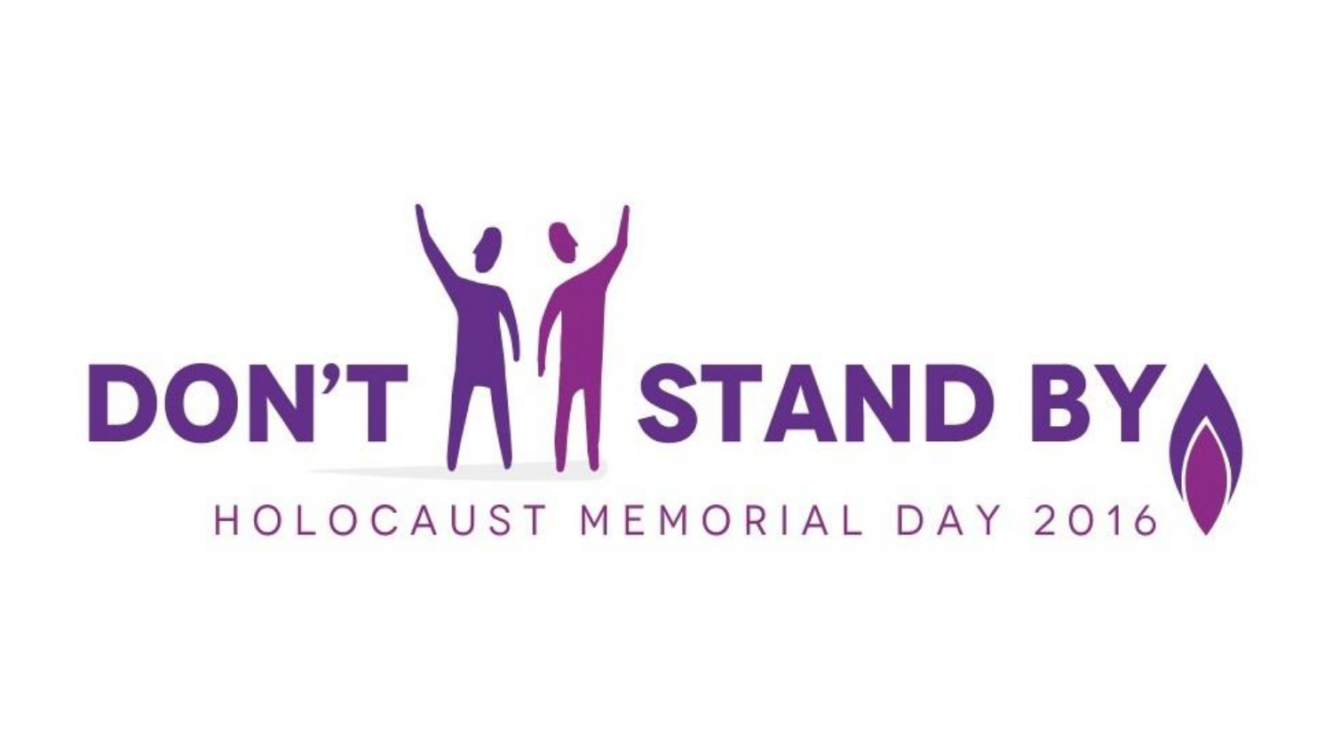# DON'T STAND BY

HOLOCAUST MEMORIAL DAY 2016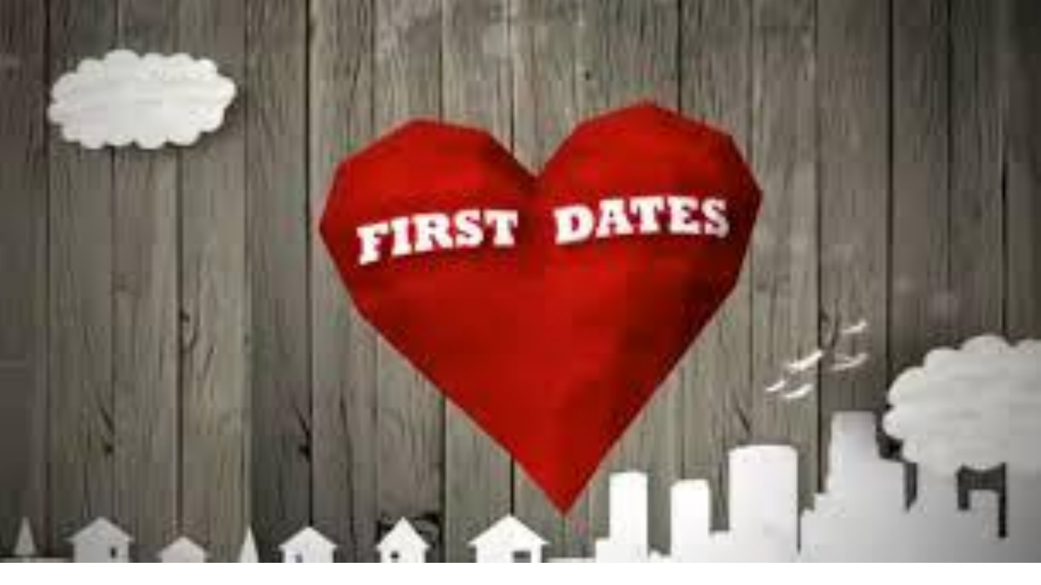FIRST DATES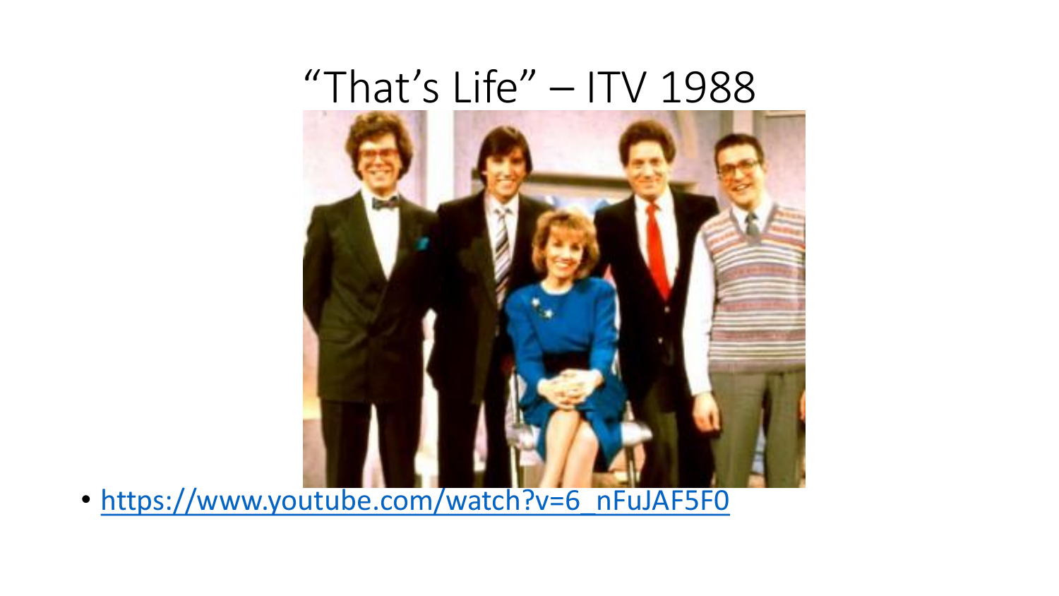# “That’s Life” – ITV 1988

- https://www.youtube.com/watch?v=6_nFuJAF5F0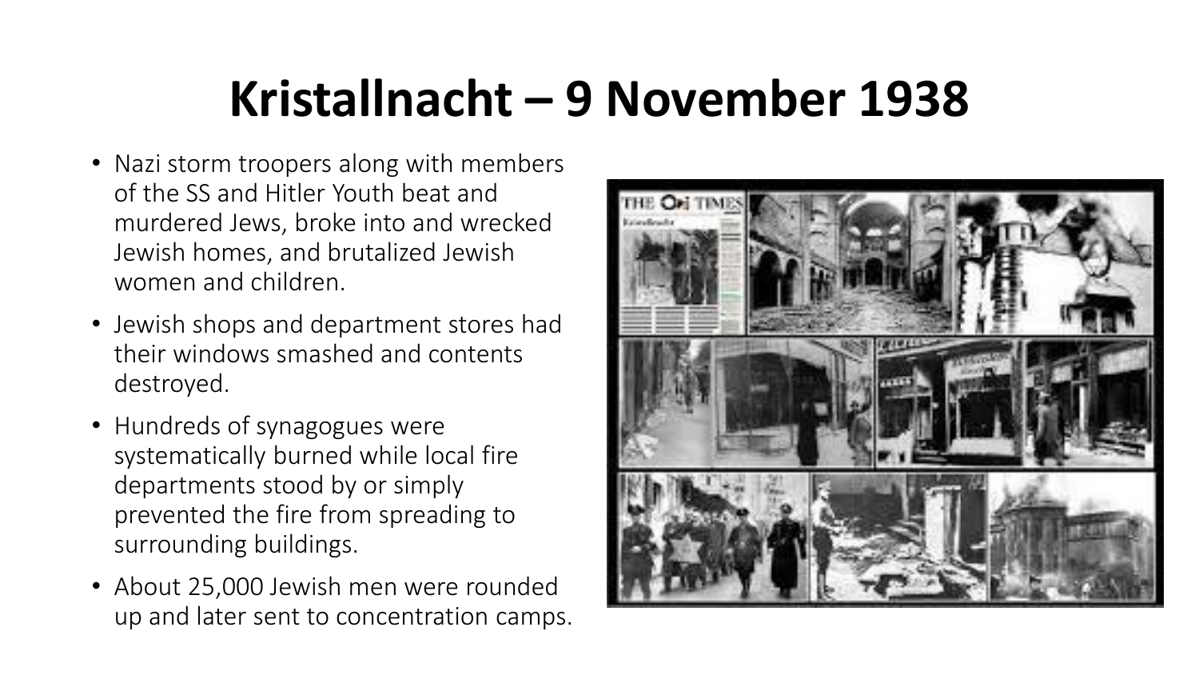# Kristallnacht – 9 November 1938

- Nazi storm troopers along with members of the SS and Hitler Youth beat and murdered Jews, broke into and wrecked Jewish homes, and brutalized Jewish women and children.
- Jewish shops and department stores had their windows smashed and contents destroyed.
- Hundreds of synagogues were systematically burned while local fire departments stood by or simply prevented the fire from spreading to surrounding buildings.
- About 25,000 Jewish men were rounded up and later sent to concentration camps.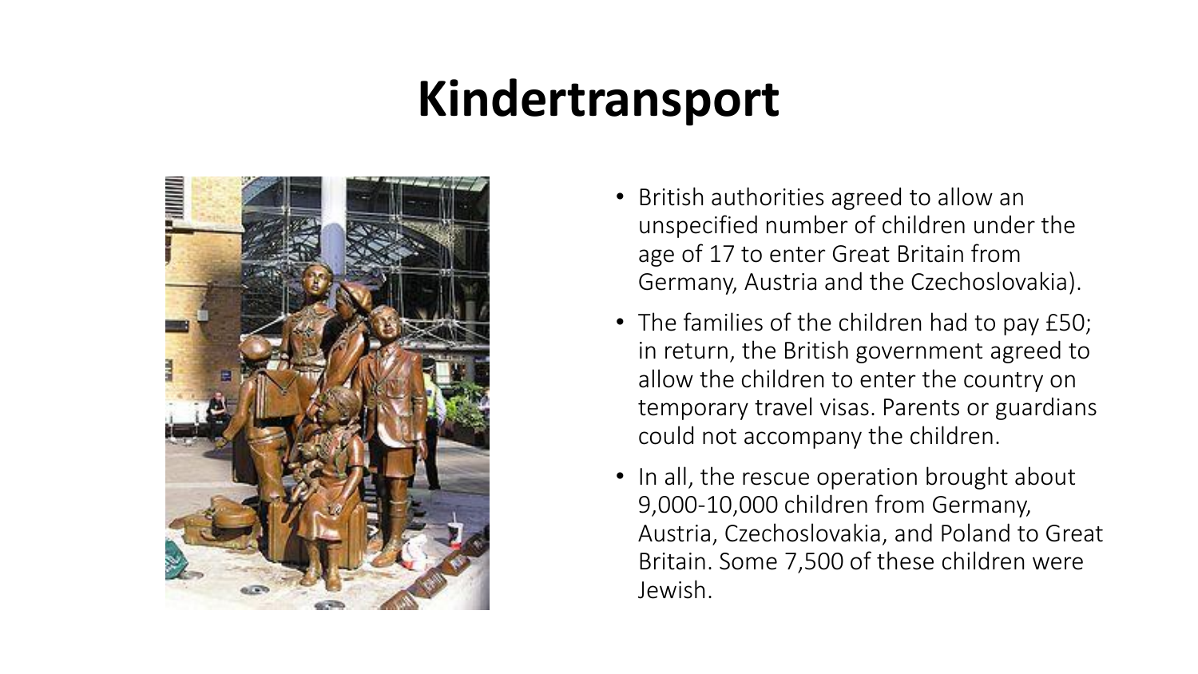# Kindertransport

- British authorities agreed to allow an unspecified number of children under the age of 17 to enter Great Britain from Germany, Austria and the Czechoslovakia).
- The families of the children had to pay £50; in return, the British government agreed to allow the children to enter the country on temporary travel visas. Parents or guardians could not accompany the children.
- In all, the rescue operation brought about 9,000-10,000 children from Germany, Austria, Czechoslovakia, and Poland to Great Britain. Some 7,500 of these children were Jewish.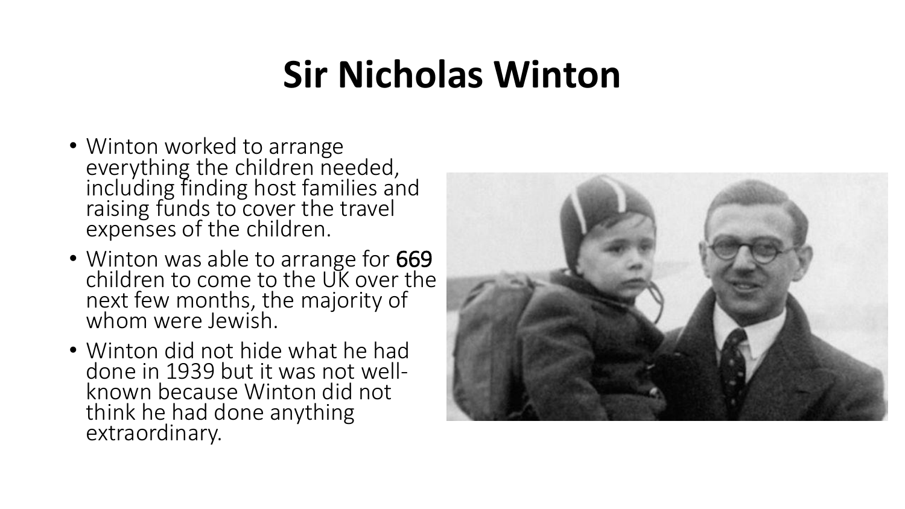# Sir Nicholas Winton

- Winton worked to arrange everything the children needed, including finding host families and raising funds to cover the travel expenses of the children.
- Winton was able to arrange for 669 children to come to the UK over the next few months, the majority of whom were Jewish.
- Winton did not hide what he had done in 1939 but it was not well-known because Winton did not think he had done anything extraordinary.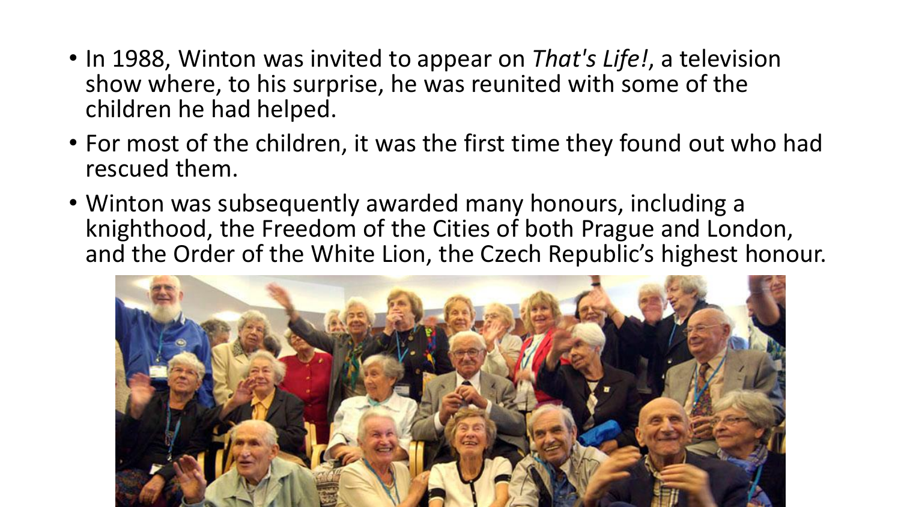- In 1988, Winton was invited to appear on *That's Life!*, a television show where, to his surprise, he was reunited with some of the children he had helped.
- For most of the children, it was the first time they found out who had rescued them.
- Winton was subsequently awarded many honours, including a knighthood, the Freedom of the Cities of both Prague and London, and the Order of the White Lion, the Czech Republic's highest honour.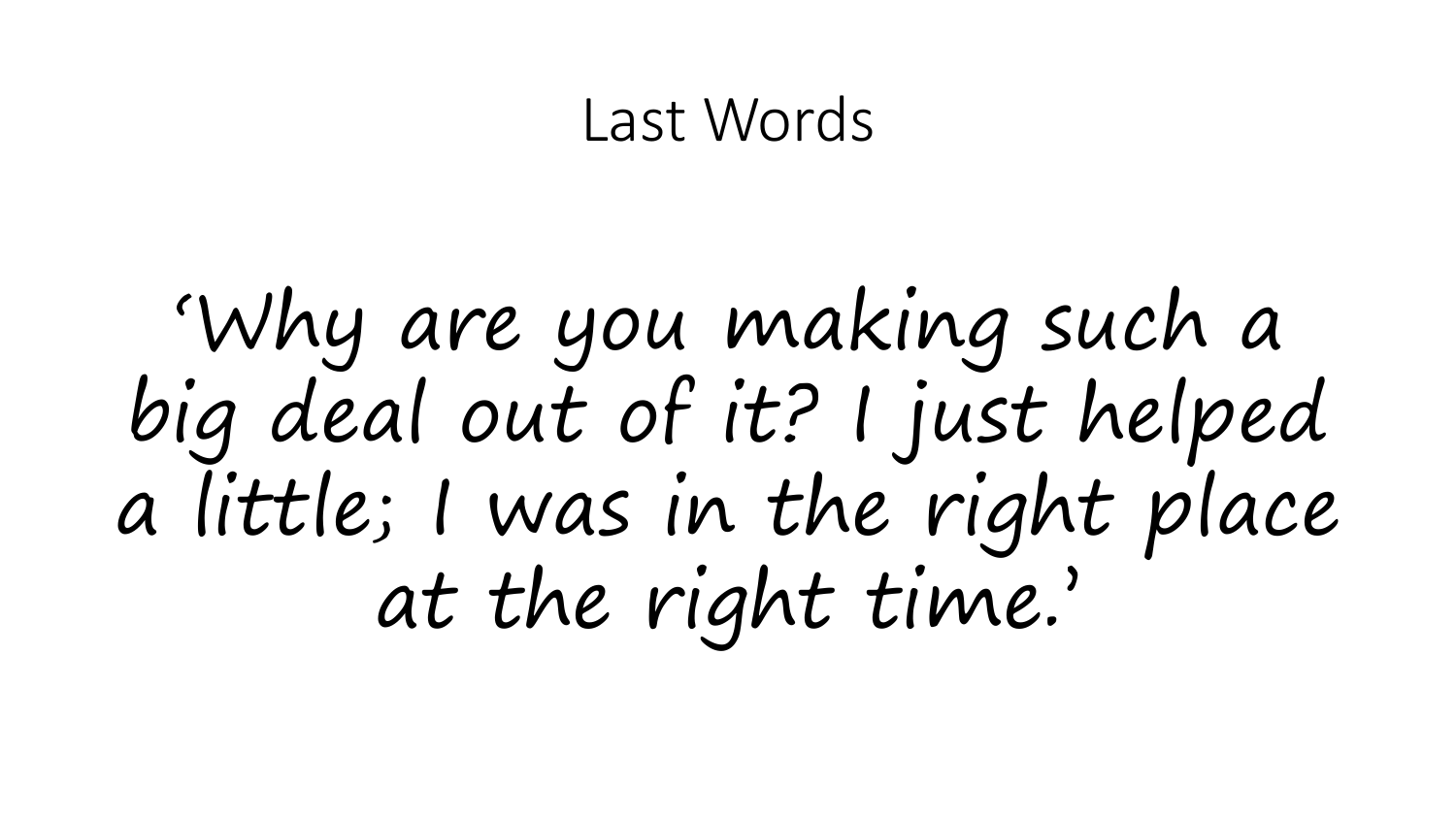# Last Words

‘Why are you making such a big deal out of it? I just helped a little; I was in the right place at the right time.’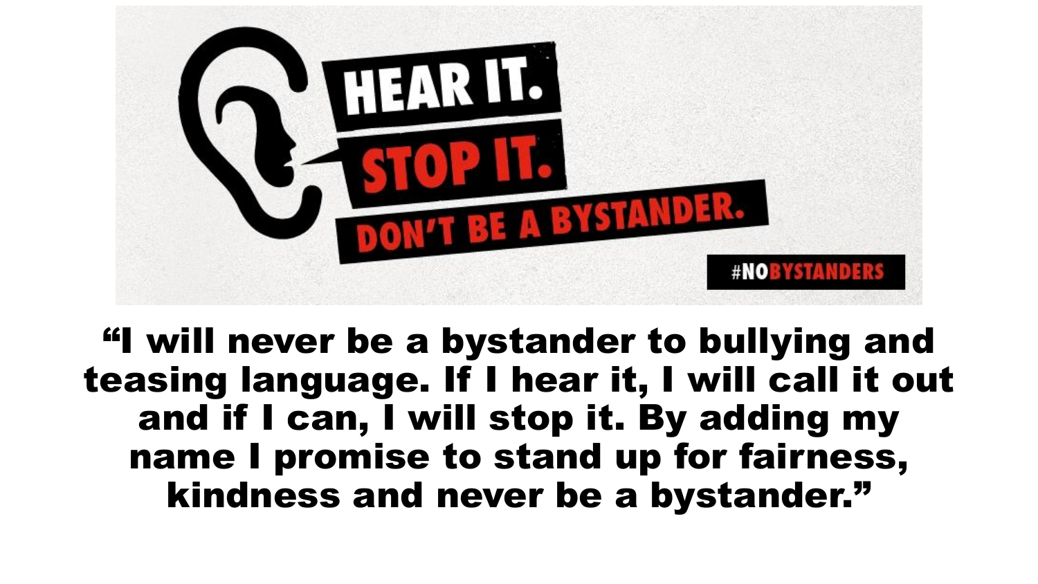HEAR IT.

STOP IT.

DON'T BE A BYSTANDER.

#NOBYSTANDERS

**"I will never be a bystander to bullying and teasing language. If I hear it, I will call it out and if I can, I will stop it. By adding my name I promise to stand up for fairness, kindness and never be a bystander."**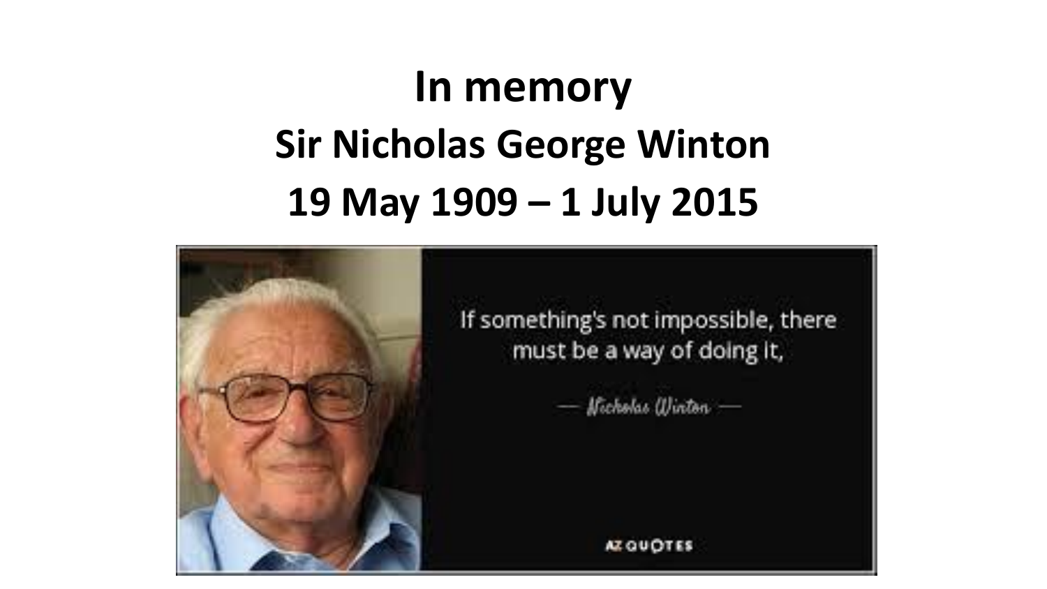# In memory

## Sir Nicholas George Winton

## 19 May 1909 – 1 July 2015

If something's not impossible, there must be a way of doing it,

— Nicholas Winton —

AZ QUOTES